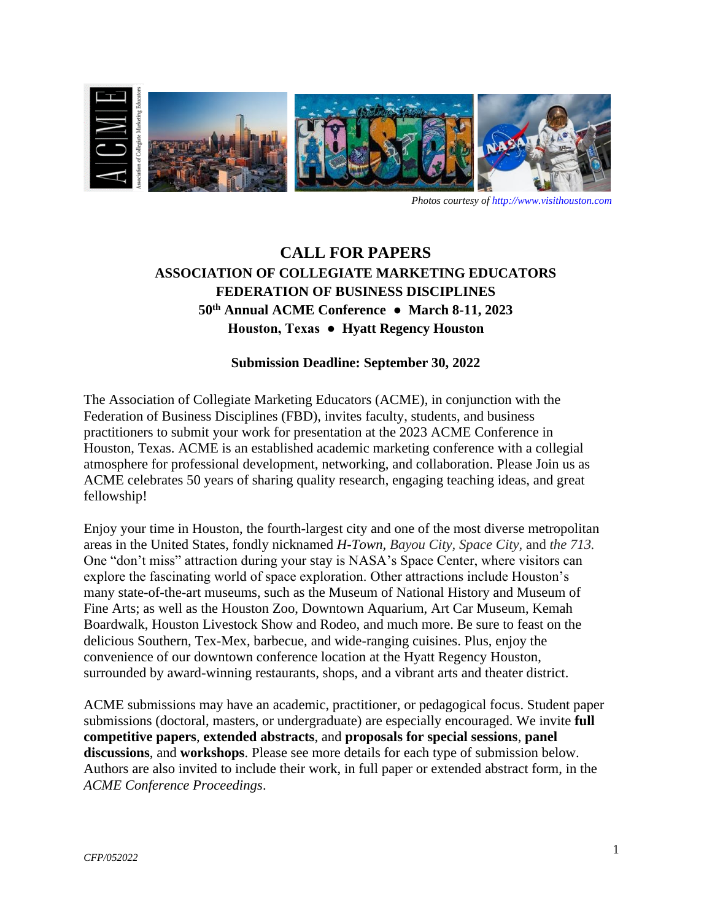*Photos courtesy of http://www.visithouston.com*

# CALL FOR PAPERS

## ASSOCIATION OF COLLEGIATE MARKETING EDUCATORS
## FEDERATION OF BUSINESS DISCIPLINES
## 50th Annual ACME Conference ● March 8-11, 2023
## Houston, Texas ● Hyatt Regency Houston

**Submission Deadline: September 30, 2022**

The Association of Collegiate Marketing Educators (ACME), in conjunction with the Federation of Business Disciplines (FBD), invites faculty, students, and business practitioners to submit your work for presentation at the 2023 ACME Conference in Houston, Texas. ACME is an established academic marketing conference with a collegial atmosphere for professional development, networking, and collaboration. Please Join us as ACME celebrates 50 years of sharing quality research, engaging teaching ideas, and great fellowship!

Enjoy your time in Houston, the fourth-largest city and one of the most diverse metropolitan areas in the United States, fondly nicknamed *H-Town*, *Bayou City*, *Space City*, and *the 713.* One "don't miss" attraction during your stay is NASA's Space Center, where visitors can explore the fascinating world of space exploration. Other attractions include Houston's many state-of-the-art museums, such as the Museum of National History and Museum of Fine Arts; as well as the Houston Zoo, Downtown Aquarium, Art Car Museum, Kemah Boardwalk, Houston Livestock Show and Rodeo, and much more. Be sure to feast on the delicious Southern, Tex-Mex, barbecue, and wide-ranging cuisines. Plus, enjoy the convenience of our downtown conference location at the Hyatt Regency Houston, surrounded by award-winning restaurants, shops, and a vibrant arts and theater district.

ACME submissions may have an academic, practitioner, or pedagogical focus. Student paper submissions (doctoral, masters, or undergraduate) are especially encouraged. We invite **full competitive papers**, **extended abstracts**, and **proposals for special sessions**, **panel discussions**, and **workshops**. Please see more details for each type of submission below. Authors are also invited to include their work, in full paper or extended abstract form, in the *ACME Conference Proceedings*.

*CFP/052022*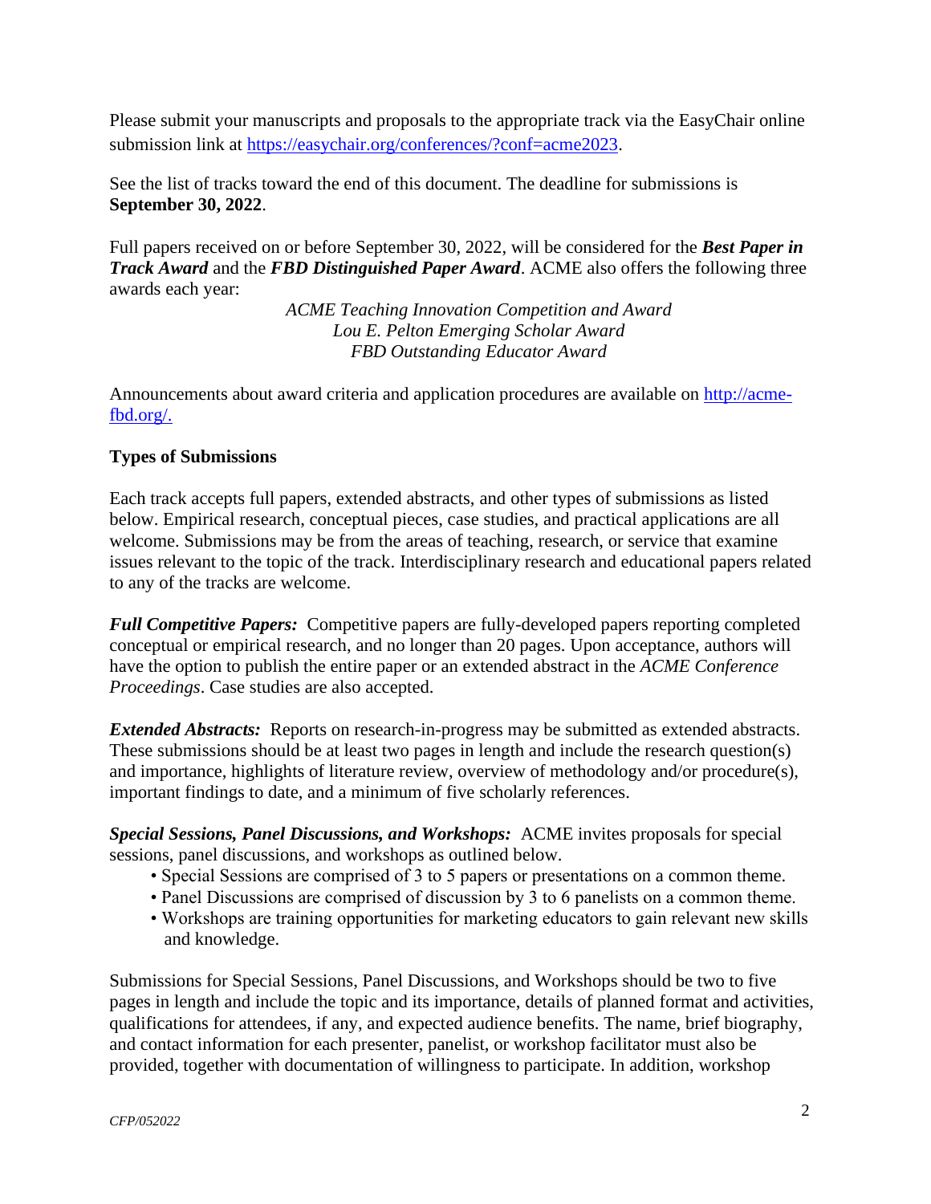Please submit your manuscripts and proposals to the appropriate track via the EasyChair online submission link at [https://easychair.org/conferences/?conf=acme2023](https://easychair.org/conferences/?conf=acme2023).

See the list of tracks toward the end of this document. The deadline for submissions is **September 30, 2022**.

Full papers received on or before September 30, 2022, will be considered for the ***Best Paper in Track Award*** and the ***FBD Distinguished Paper Award***. ACME also offers the following three awards each year:

*ACME Teaching Innovation Competition and Award*
*Lou E. Pelton Emerging Scholar Award*
*FBD Outstanding Educator Award*

Announcements about award criteria and application procedures are available on [http://acme-fbd.org/.](http://acme-fbd.org/)

**Types of Submissions**

Each track accepts full papers, extended abstracts, and other types of submissions as listed below. Empirical research, conceptual pieces, case studies, and practical applications are all welcome. Submissions may be from the areas of teaching, research, or service that examine issues relevant to the topic of the track. Interdisciplinary research and educational papers related to any of the tracks are welcome.

***Full Competitive Papers:*** Competitive papers are fully-developed papers reporting completed conceptual or empirical research, and no longer than 20 pages. Upon acceptance, authors will have the option to publish the entire paper or an extended abstract in the *ACME Conference Proceedings*. Case studies are also accepted.

***Extended Abstracts:*** Reports on research-in-progress may be submitted as extended abstracts. These submissions should be at least two pages in length and include the research question(s) and importance, highlights of literature review, overview of methodology and/or procedure(s), important findings to date, and a minimum of five scholarly references.

***Special Sessions, Panel Discussions, and Workshops:*** ACME invites proposals for special sessions, panel discussions, and workshops as outlined below.

- Special Sessions are comprised of 3 to 5 papers or presentations on a common theme.
- Panel Discussions are comprised of discussion by 3 to 6 panelists on a common theme.
- Workshops are training opportunities for marketing educators to gain relevant new skills and knowledge.

Submissions for Special Sessions, Panel Discussions, and Workshops should be two to five pages in length and include the topic and its importance, details of planned format and activities, qualifications for attendees, if any, and expected audience benefits. The name, brief biography, and contact information for each presenter, panelist, or workshop facilitator must also be provided, together with documentation of willingness to participate. In addition, workshop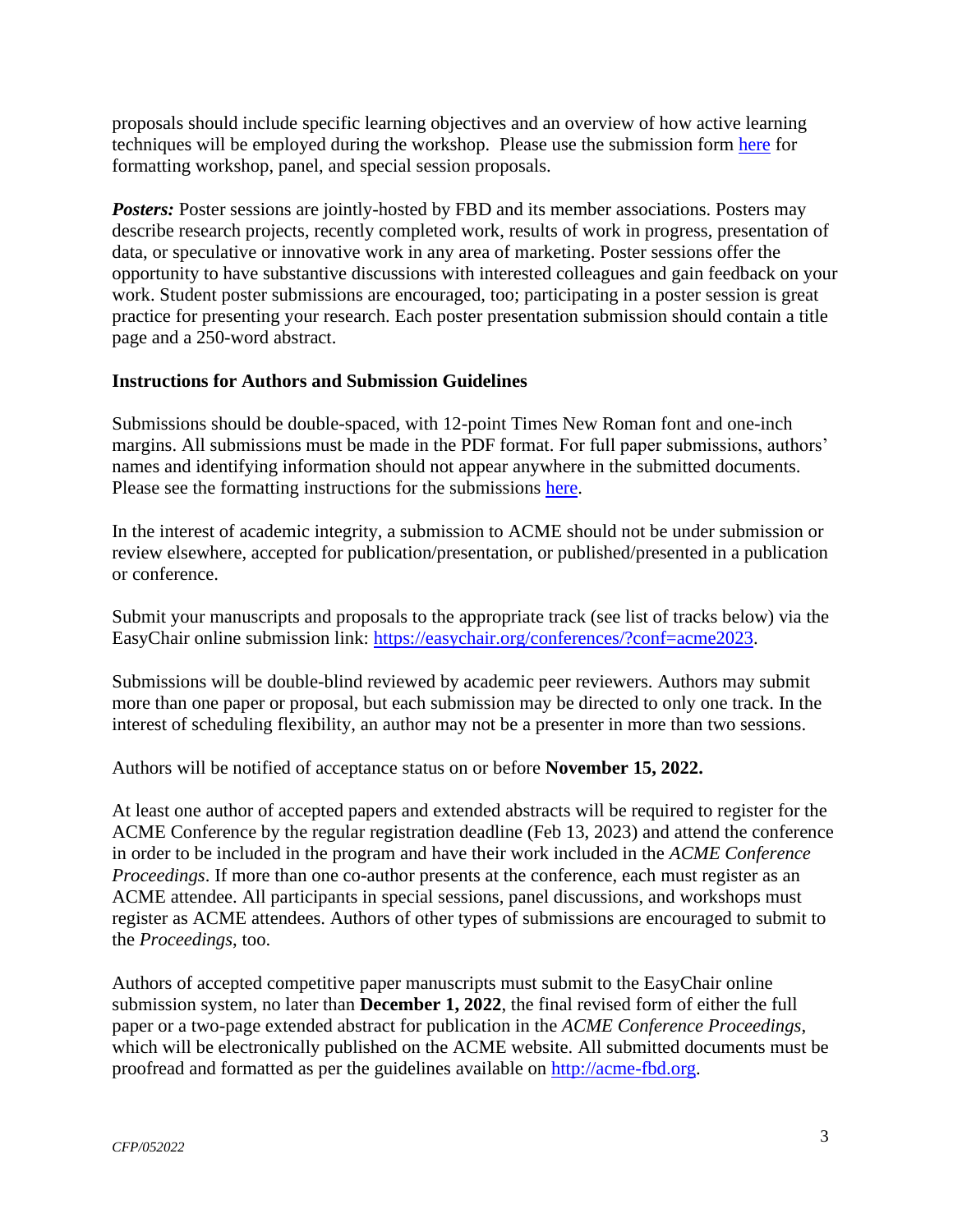proposals should include specific learning objectives and an overview of how active learning techniques will be employed during the workshop. Please use the submission form [here](#) for formatting workshop, panel, and special session proposals.

***Posters:*** Poster sessions are jointly-hosted by FBD and its member associations. Posters may describe research projects, recently completed work, results of work in progress, presentation of data, or speculative or innovative work in any area of marketing. Poster sessions offer the opportunity to have substantive discussions with interested colleagues and gain feedback on your work. Student poster submissions are encouraged, too; participating in a poster session is great practice for presenting your research. Each poster presentation submission should contain a title page and a 250-word abstract.

**Instructions for Authors and Submission Guidelines**

Submissions should be double-spaced, with 12-point Times New Roman font and one-inch margins. All submissions must be made in the PDF format. For full paper submissions, authors' names and identifying information should not appear anywhere in the submitted documents. Please see the formatting instructions for the submissions [here](#).

In the interest of academic integrity, a submission to ACME should not be under submission or review elsewhere, accepted for publication/presentation, or published/presented in a publication or conference.

Submit your manuscripts and proposals to the appropriate track (see list of tracks below) via the EasyChair online submission link: https://easychair.org/conferences/?conf=acme2023.

Submissions will be double-blind reviewed by academic peer reviewers. Authors may submit more than one paper or proposal, but each submission may be directed to only one track. In the interest of scheduling flexibility, an author may not be a presenter in more than two sessions.

Authors will be notified of acceptance status on or before **November 15, 2022.**

At least one author of accepted papers and extended abstracts will be required to register for the ACME Conference by the regular registration deadline (Feb 13, 2023) and attend the conference in order to be included in the program and have their work included in the *ACME Conference Proceedings*. If more than one co-author presents at the conference, each must register as an ACME attendee. All participants in special sessions, panel discussions, and workshops must register as ACME attendees. Authors of other types of submissions are encouraged to submit to the *Proceedings*, too.

Authors of accepted competitive paper manuscripts must submit to the EasyChair online submission system, no later than **December 1, 2022**, the final revised form of either the full paper or a two-page extended abstract for publication in the *ACME Conference Proceedings*, which will be electronically published on the ACME website. All submitted documents must be proofread and formatted as per the guidelines available on http://acme-fbd.org.

*CFP/052022*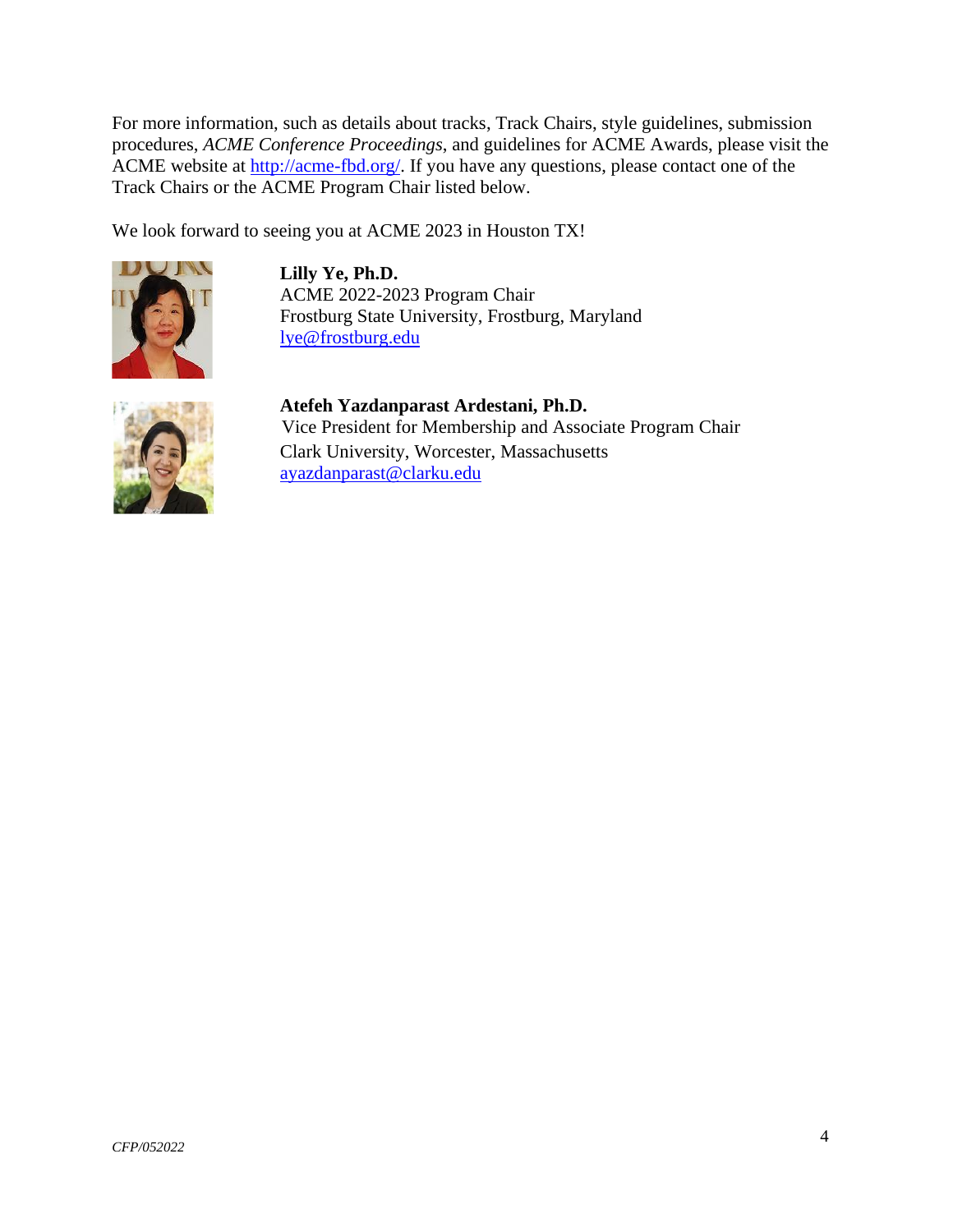For more information, such as details about tracks, Track Chairs, style guidelines, submission procedures, *ACME Conference Proceedings*, and guidelines for ACME Awards, please visit the ACME website at http://acme-fbd.org/. If you have any questions, please contact one of the Track Chairs or the ACME Program Chair listed below.

We look forward to seeing you at ACME 2023 in Houston TX!

**Lilly Ye, Ph.D.**
ACME 2022-2023 Program Chair
Frostburg State University, Frostburg, Maryland
lye@frostburg.edu

**Atefeh Yazdanparast Ardestani, Ph.D.**
Vice President for Membership and Associate Program Chair
Clark University, Worcester, Massachusetts
ayazdanparast@clarku.edu

*CFP/052022*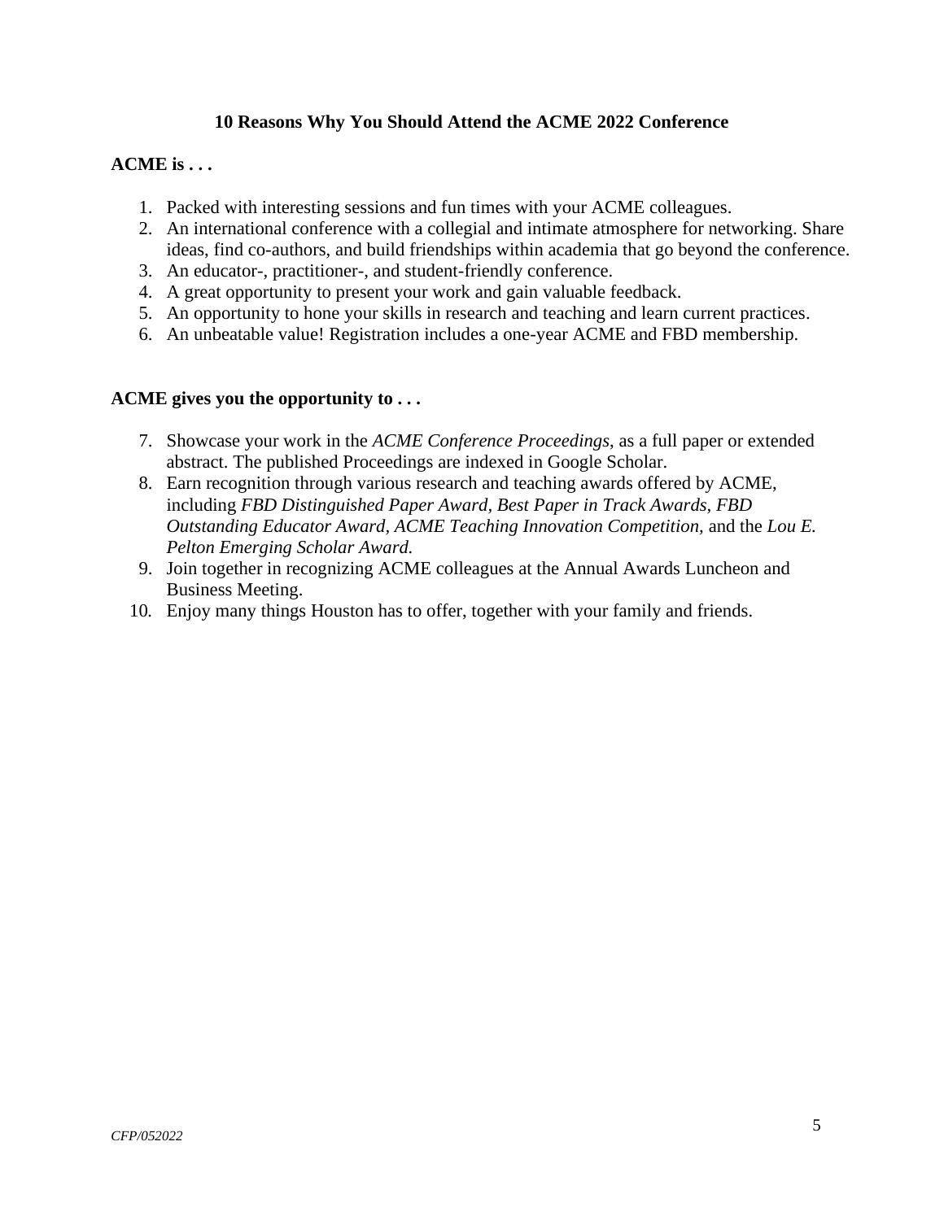## 10 Reasons Why You Should Attend the ACME 2022 Conference

**ACME is . . .**

1. Packed with interesting sessions and fun times with your ACME colleagues.
2. An international conference with a collegial and intimate atmosphere for networking. Share ideas, find co-authors, and build friendships within academia that go beyond the conference.
3. An educator-, practitioner-, and student-friendly conference.
4. A great opportunity to present your work and gain valuable feedback.
5. An opportunity to hone your skills in research and teaching and learn current practices.
6. An unbeatable value! Registration includes a one-year ACME and FBD membership.

**ACME gives you the opportunity to . . .**

7. Showcase your work in the *ACME Conference Proceedings*, as a full paper or extended abstract. The published Proceedings are indexed in Google Scholar.
8. Earn recognition through various research and teaching awards offered by ACME, including *FBD Distinguished Paper Award, Best Paper in Track Awards, FBD Outstanding Educator Award, ACME Teaching Innovation Competition,* and the *Lou E. Pelton Emerging Scholar Award.*
9. Join together in recognizing ACME colleagues at the Annual Awards Luncheon and Business Meeting.
10. Enjoy many things Houston has to offer, together with your family and friends.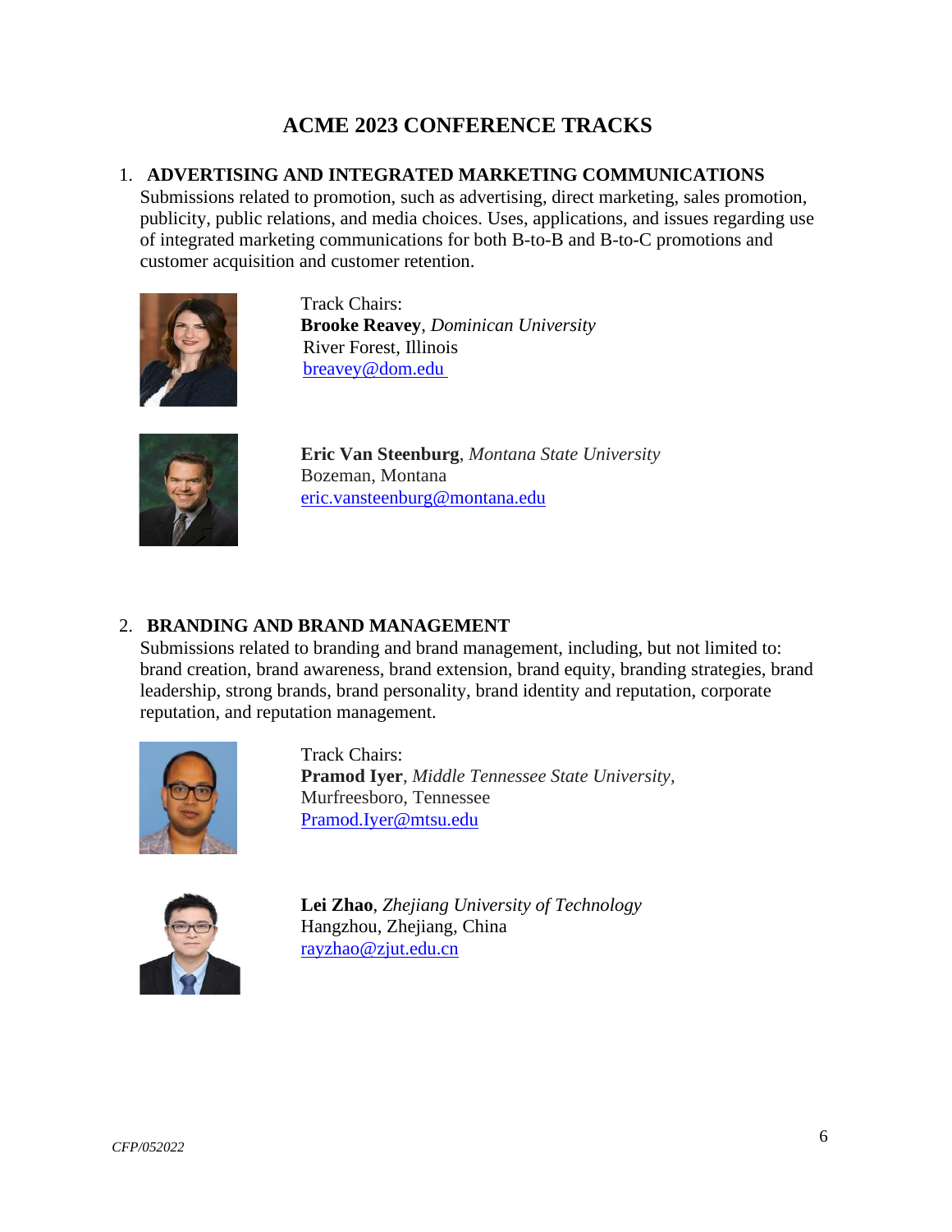# ACME 2023 CONFERENCE TRACKS

## 1. ADVERTISING AND INTEGRATED MARKETING COMMUNICATIONS

Submissions related to promotion, such as advertising, direct marketing, sales promotion, publicity, public relations, and media choices. Uses, applications, and issues regarding use of integrated marketing communications for both B-to-B and B-to-C promotions and customer acquisition and customer retention.

Track Chairs:
**Brooke Reavey**, *Dominican University*
River Forest, Illinois
breavey@dom.edu

**Eric Van Steenburg**, *Montana State University*
Bozeman, Montana
eric.vansteenburg@montana.edu

## 2. BRANDING AND BRAND MANAGEMENT

Submissions related to branding and brand management, including, but not limited to: brand creation, brand awareness, brand extension, brand equity, branding strategies, brand leadership, strong brands, brand personality, brand identity and reputation, corporate reputation, and reputation management.

Track Chairs:
**Pramod Iyer**, *Middle Tennessee State University*,
Murfreesboro, Tennessee
Pramod.Iyer@mtsu.edu

**Lei Zhao**, *Zhejiang University of Technology*
Hangzhou, Zhejiang, China
rayzhao@zjut.edu.cn

*CFP/052022*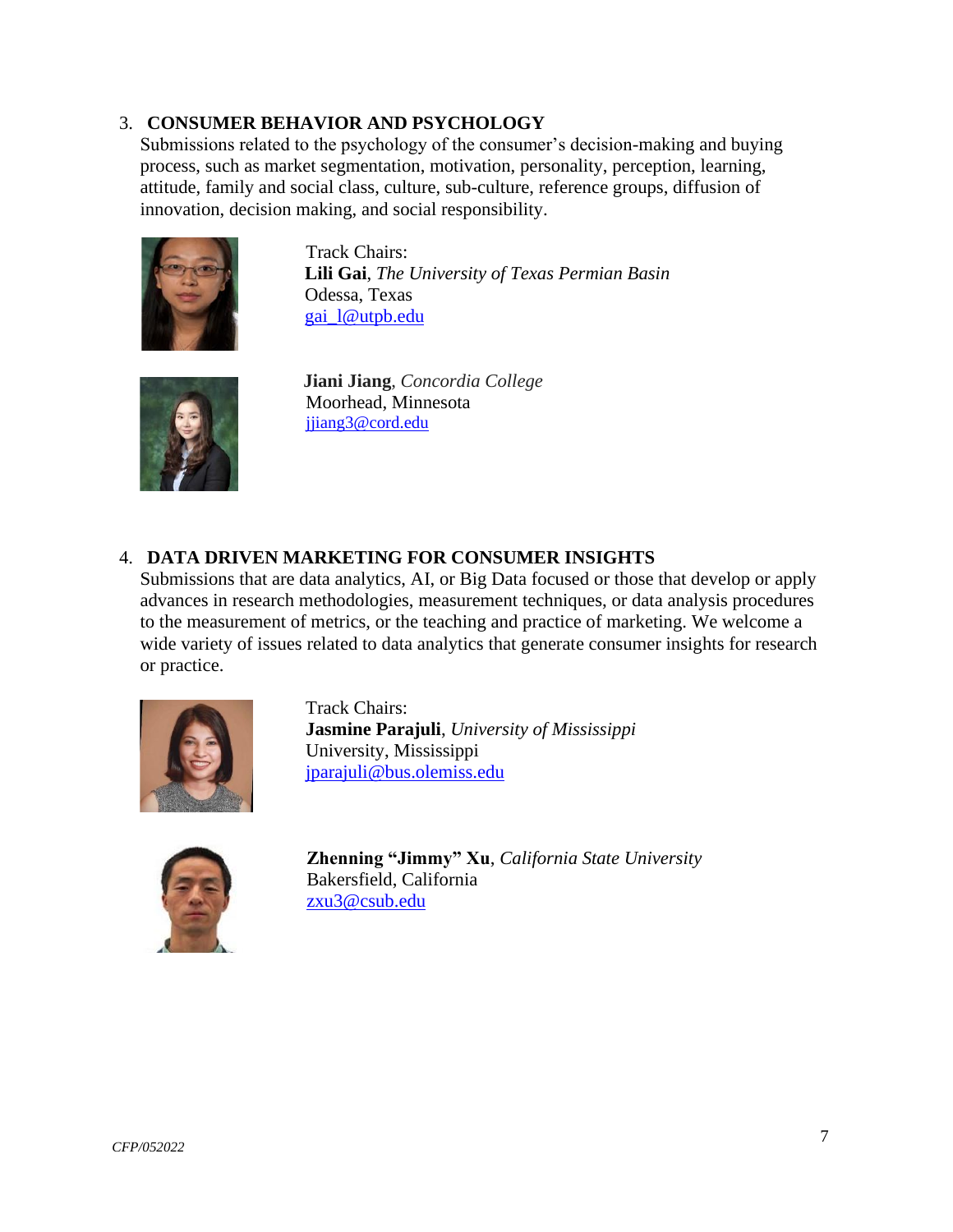3. **CONSUMER BEHAVIOR AND PSYCHOLOGY**

Submissions related to the psychology of the consumer's decision-making and buying process, such as market segmentation, motivation, personality, perception, learning, attitude, family and social class, culture, sub-culture, reference groups, diffusion of innovation, decision making, and social responsibility.

Track Chairs:
**Lili Gai**, *The University of Texas Permian Basin*
Odessa, Texas
gai_l@utpb.edu

**Jiani Jiang**, *Concordia College*
Moorhead, Minnesota
jjiang3@cord.edu

4. **DATA DRIVEN MARKETING FOR CONSUMER INSIGHTS**

Submissions that are data analytics, AI, or Big Data focused or those that develop or apply advances in research methodologies, measurement techniques, or data analysis procedures to the measurement of metrics, or the teaching and practice of marketing. We welcome a wide variety of issues related to data analytics that generate consumer insights for research or practice.

Track Chairs:
**Jasmine Parajuli**, *University of Mississippi*
University, Mississippi
jparajuli@bus.olemiss.edu

**Zhenning "Jimmy" Xu**, *California State University*
Bakersfield, California
zxu3@csub.edu

*CFP/052022*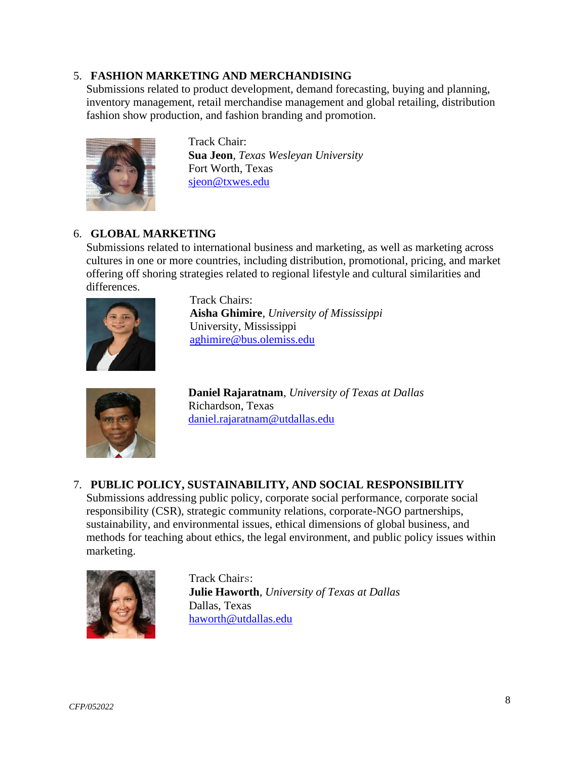5. **FASHION MARKETING AND MERCHANDISING**

Submissions related to product development, demand forecasting, buying and planning, inventory management, retail merchandise management and global retailing, distribution fashion show production, and fashion branding and promotion.

Track Chair:
**Sua Jeon**, *Texas Wesleyan University*
Fort Worth, Texas
sjeon@txwes.edu

6. **GLOBAL MARKETING**

Submissions related to international business and marketing, as well as marketing across cultures in one or more countries, including distribution, promotional, pricing, and market offering off shoring strategies related to regional lifestyle and cultural similarities and differences.

Track Chairs:
**Aisha Ghimire**, *University of Mississippi*
University, Mississippi
aghimire@bus.olemiss.edu

**Daniel Rajaratnam**, *University of Texas at Dallas*
Richardson, Texas
daniel.rajaratnam@utdallas.edu

7. **PUBLIC POLICY, SUSTAINABILITY, AND SOCIAL RESPONSIBILITY**

Submissions addressing public policy, corporate social performance, corporate social responsibility (CSR), strategic community relations, corporate-NGO partnerships, sustainability, and environmental issues, ethical dimensions of global business, and methods for teaching about ethics, the legal environment, and public policy issues within marketing.

Track Chairs:
**Julie Haworth**, *University of Texas at Dallas*
Dallas, Texas
haworth@utdallas.edu

*CFP/052022*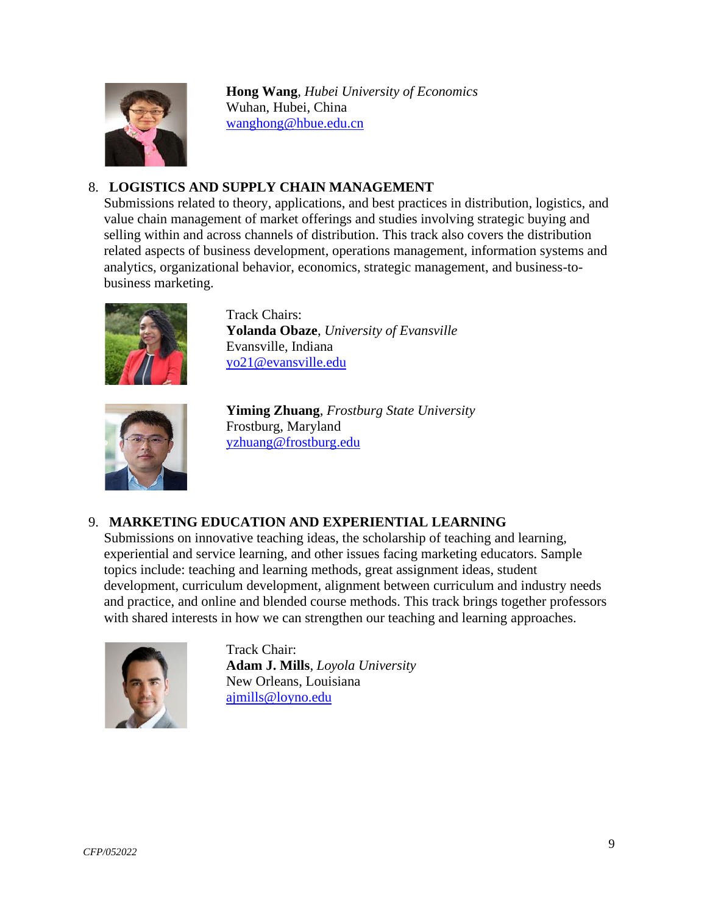**Hong Wang**, *Hubei University of Economics*
Wuhan, Hubei, China
wanghong@hbue.edu.cn

## 8. LOGISTICS AND SUPPLY CHAIN MANAGEMENT

Submissions related to theory, applications, and best practices in distribution, logistics, and value chain management of market offerings and studies involving strategic buying and selling within and across channels of distribution. This track also covers the distribution related aspects of business development, operations management, information systems and analytics, organizational behavior, economics, strategic management, and business-to-business marketing.

Track Chairs:
**Yolanda Obaze**, *University of Evansville*
Evansville, Indiana
yo21@evansville.edu

**Yiming Zhuang**, *Frostburg State University*
Frostburg, Maryland
yzhuang@frostburg.edu

## 9. MARKETING EDUCATION AND EXPERIENTIAL LEARNING

Submissions on innovative teaching ideas, the scholarship of teaching and learning, experiential and service learning, and other issues facing marketing educators. Sample topics include: teaching and learning methods, great assignment ideas, student development, curriculum development, alignment between curriculum and industry needs and practice, and online and blended course methods. This track brings together professors with shared interests in how we can strengthen our teaching and learning approaches.

Track Chair:
**Adam J. Mills**, *Loyola University*
New Orleans, Louisiana
ajmills@loyno.edu

*CFP/052022*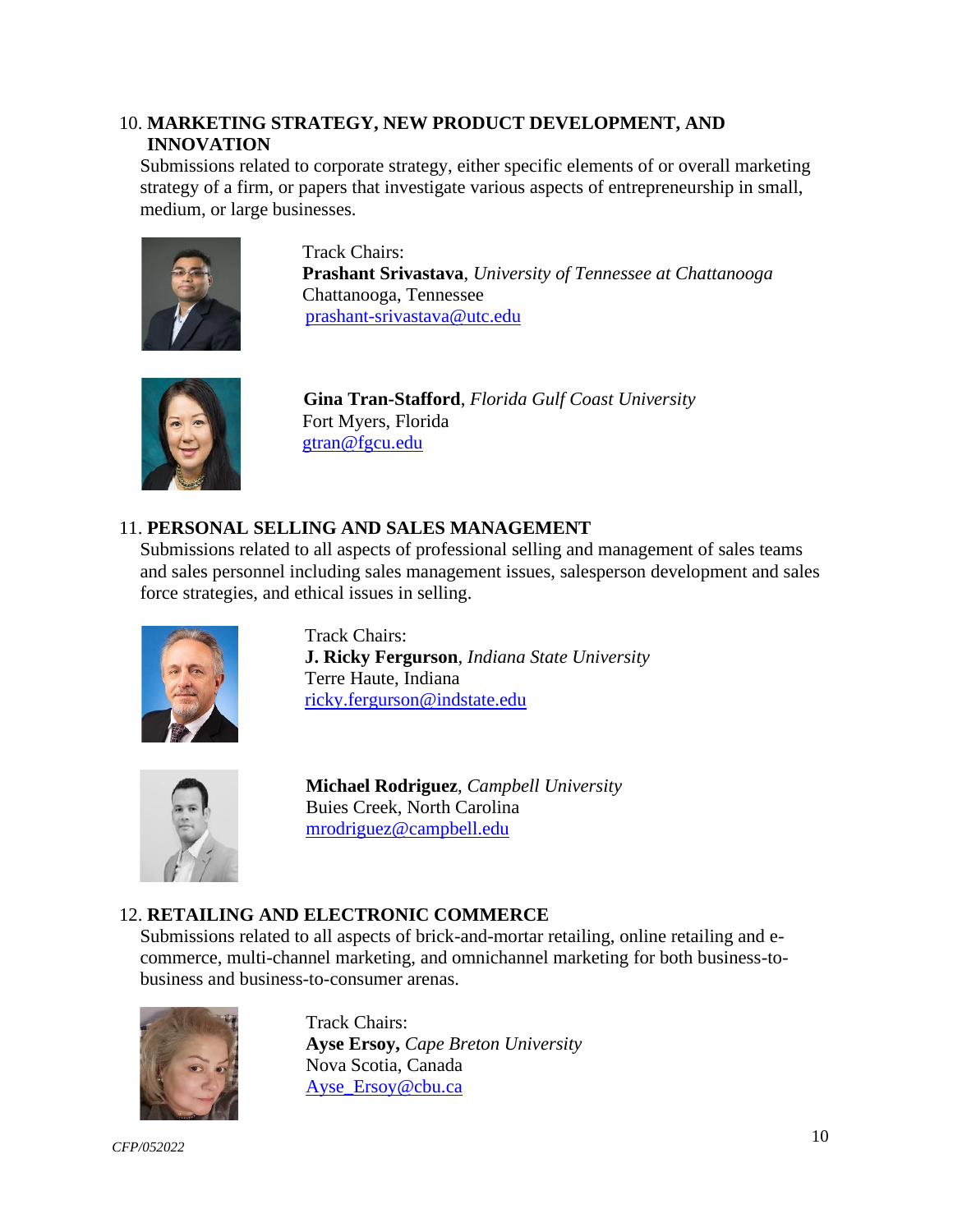10. **MARKETING STRATEGY, NEW PRODUCT DEVELOPMENT, AND INNOVATION**

Submissions related to corporate strategy, either specific elements of or overall marketing strategy of a firm, or papers that investigate various aspects of entrepreneurship in small, medium, or large businesses.

Track Chairs:
**Prashant Srivastava**, *University of Tennessee at Chattanooga*
Chattanooga, Tennessee
prashant-srivastava@utc.edu

**Gina Tran-Stafford**, *Florida Gulf Coast University*
Fort Myers, Florida
gtran@fgcu.edu

11. **PERSONAL SELLING AND SALES MANAGEMENT**

Submissions related to all aspects of professional selling and management of sales teams and sales personnel including sales management issues, salesperson development and sales force strategies, and ethical issues in selling.

Track Chairs:
**J. Ricky Fergurson**, *Indiana State University*
Terre Haute, Indiana
ricky.fergurson@indstate.edu

**Michael Rodriguez**, *Campbell University*
Buies Creek, North Carolina
mrodriguez@campbell.edu

12. **RETAILING AND ELECTRONIC COMMERCE**

Submissions related to all aspects of brick-and-mortar retailing, online retailing and e-commerce, multi-channel marketing, and omnichannel marketing for both business-to-business and business-to-consumer arenas.

Track Chairs:
**Ayse Ersoy,** *Cape Breton University*
Nova Scotia, Canada
Ayse_Ersoy@cbu.ca

*CFP/052022*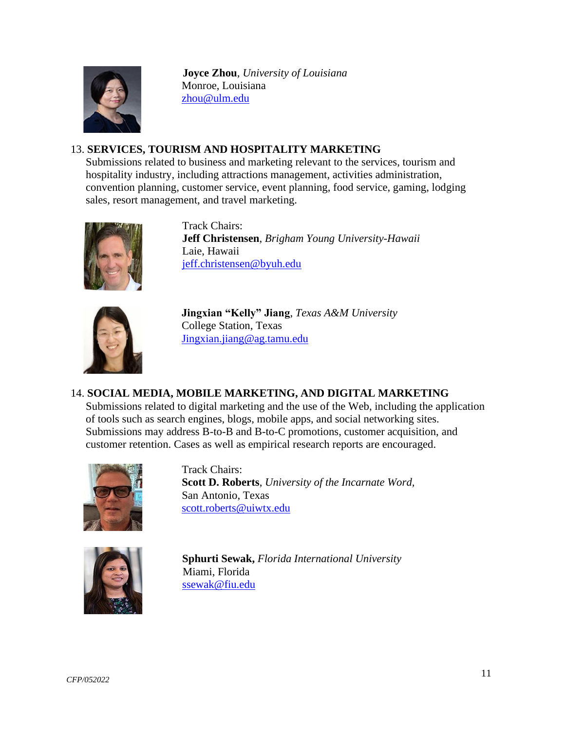**Joyce Zhou**, *University of Louisiana*
Monroe, Louisiana
zhou@ulm.edu

13. **SERVICES, TOURISM AND HOSPITALITY MARKETING**
Submissions related to business and marketing relevant to the services, tourism and hospitality industry, including attractions management, activities administration, convention planning, customer service, event planning, food service, gaming, lodging sales, resort management, and travel marketing.

Track Chairs:
**Jeff Christensen**, *Brigham Young University-Hawaii*
Laie, Hawaii
jeff.christensen@byuh.edu

**Jingxian "Kelly" Jiang**, *Texas A&M University*
College Station, Texas
Jingxian.jiang@ag.tamu.edu

14. **SOCIAL MEDIA, MOBILE MARKETING, AND DIGITAL MARKETING**
Submissions related to digital marketing and the use of the Web, including the application of tools such as search engines, blogs, mobile apps, and social networking sites. Submissions may address B-to-B and B-to-C promotions, customer acquisition, and customer retention. Cases as well as empirical research reports are encouraged.

Track Chairs:
**Scott D. Roberts**, *University of the Incarnate Word*,
San Antonio, Texas
scott.roberts@uiwtx.edu

**Sphurti Sewak,** *Florida International University*
Miami, Florida
ssewak@fiu.edu

*CFP/052022*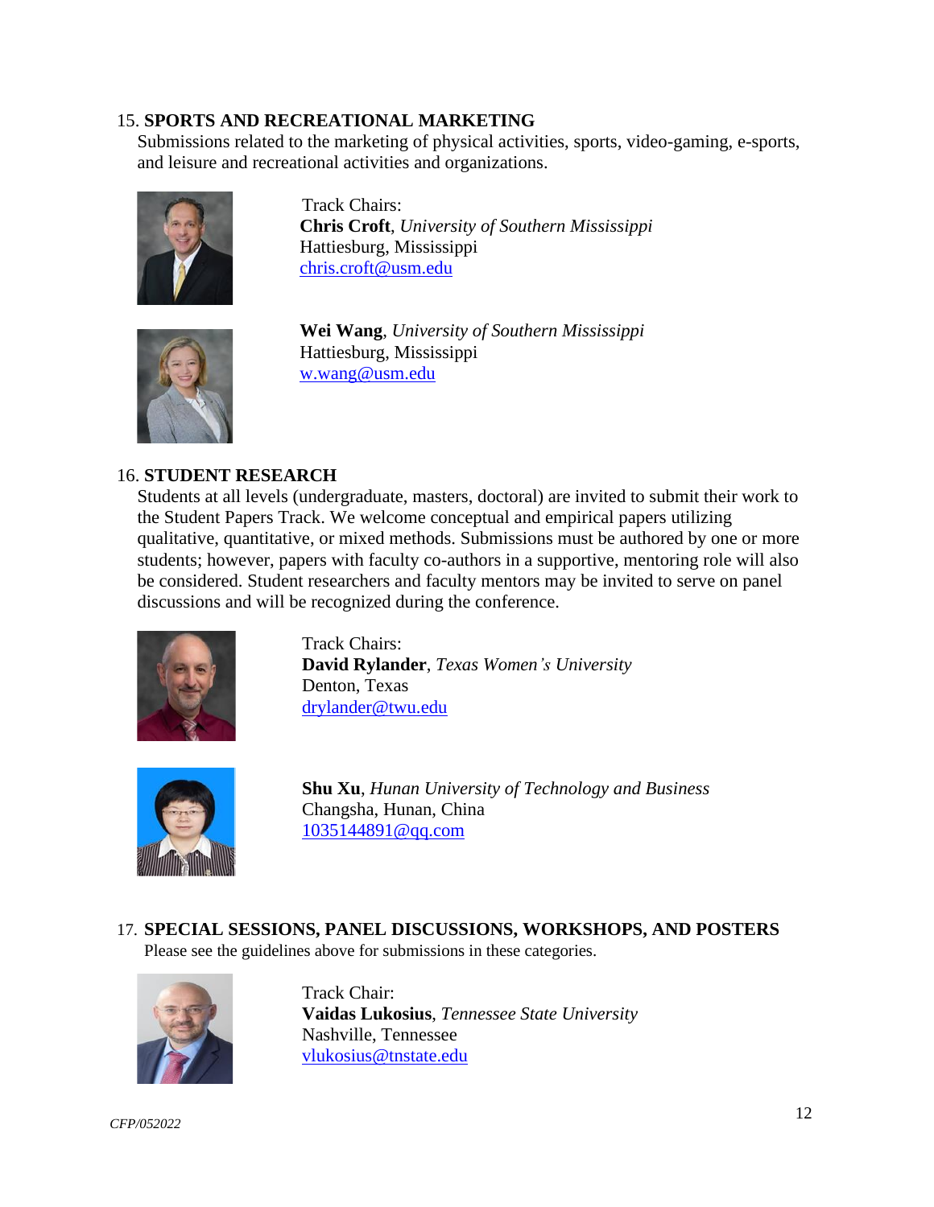15. **SPORTS AND RECREATIONAL MARKETING**
Submissions related to the marketing of physical activities, sports, video-gaming, e-sports, and leisure and recreational activities and organizations.

Track Chairs:
**Chris Croft**, *University of Southern Mississippi*
Hattiesburg, Mississippi
chris.croft@usm.edu

**Wei Wang**, *University of Southern Mississippi*
Hattiesburg, Mississippi
w.wang@usm.edu

16. **STUDENT RESEARCH**
Students at all levels (undergraduate, masters, doctoral) are invited to submit their work to the Student Papers Track. We welcome conceptual and empirical papers utilizing qualitative, quantitative, or mixed methods. Submissions must be authored by one or more students; however, papers with faculty co-authors in a supportive, mentoring role will also be considered. Student researchers and faculty mentors may be invited to serve on panel discussions and will be recognized during the conference.

Track Chairs:
**David Rylander**, *Texas Women's University*
Denton, Texas
drylander@twu.edu

**Shu Xu**, *Hunan University of Technology and Business*
Changsha, Hunan, China
1035144891@qq.com

17. **SPECIAL SESSIONS, PANEL DISCUSSIONS, WORKSHOPS, AND POSTERS**
Please see the guidelines above for submissions in these categories.

Track Chair:
**Vaidas Lukosius**, *Tennessee State University*
Nashville, Tennessee
vlukosius@tnstate.edu

*CFP/052022*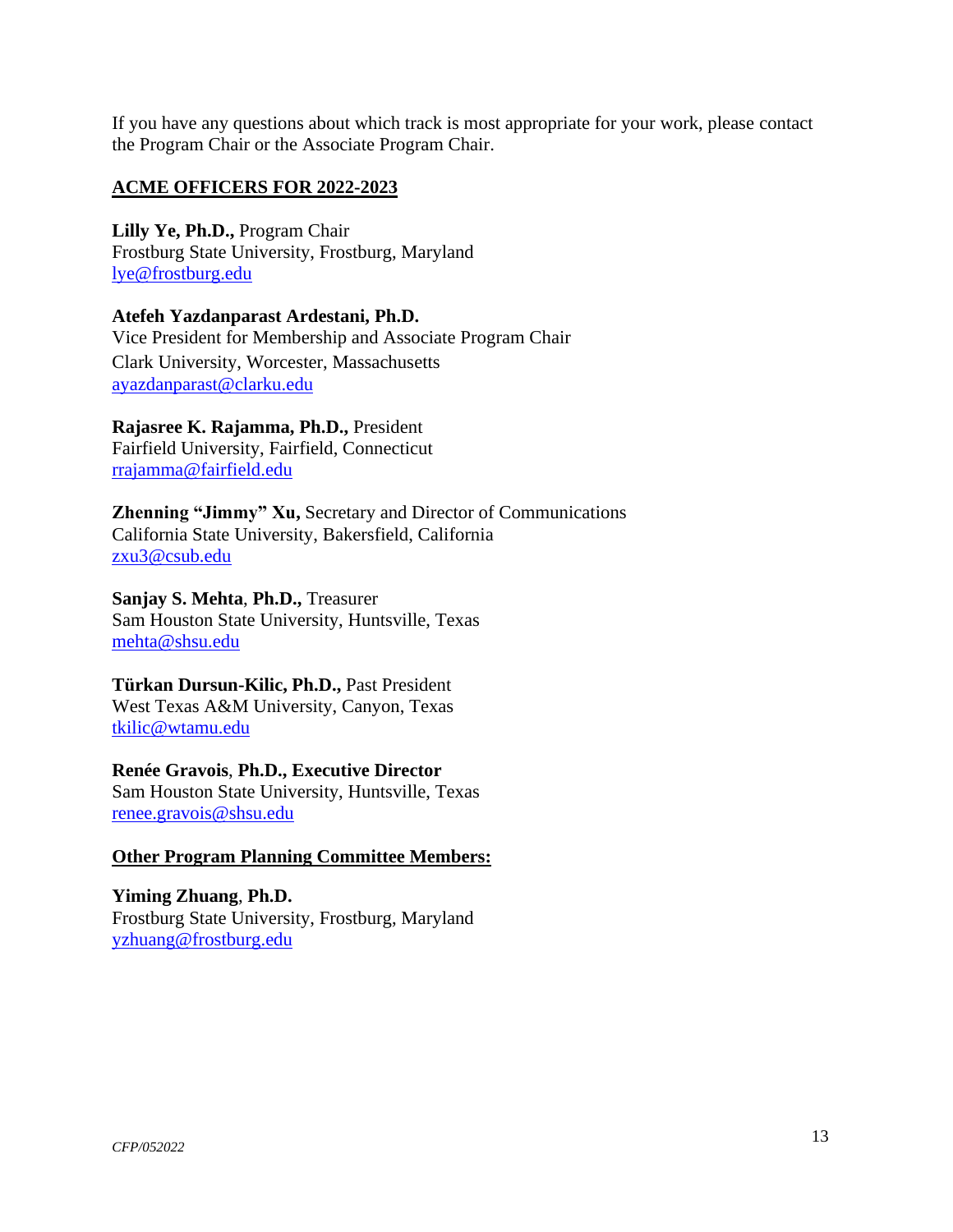If you have any questions about which track is most appropriate for your work, please contact the Program Chair or the Associate Program Chair.

## ACME OFFICERS FOR 2022-2023

**Lilly Ye, Ph.D.,** Program Chair
Frostburg State University, Frostburg, Maryland
lye@frostburg.edu

**Atefeh Yazdanparast Ardestani, Ph.D.**
Vice President for Membership and Associate Program Chair
Clark University, Worcester, Massachusetts
ayazdanparast@clarku.edu

**Rajasree K. Rajamma, Ph.D.,** President
Fairfield University, Fairfield, Connecticut
rrajamma@fairfield.edu

**Zhenning "Jimmy" Xu,** Secretary and Director of Communications
California State University, Bakersfield, California
zxu3@csub.edu

**Sanjay S. Mehta**, **Ph.D.,** Treasurer
Sam Houston State University, Huntsville, Texas
mehta@shsu.edu

**Türkan Dursun-Kilic, Ph.D.,** Past President
West Texas A&M University, Canyon, Texas
tkilic@wtamu.edu

**Renée Gravois**, **Ph.D., Executive Director**
Sam Houston State University, Huntsville, Texas
renee.gravois@shsu.edu

## Other Program Planning Committee Members:

**Yiming Zhuang**, **Ph.D.**
Frostburg State University, Frostburg, Maryland
yzhuang@frostburg.edu

*CFP/052022*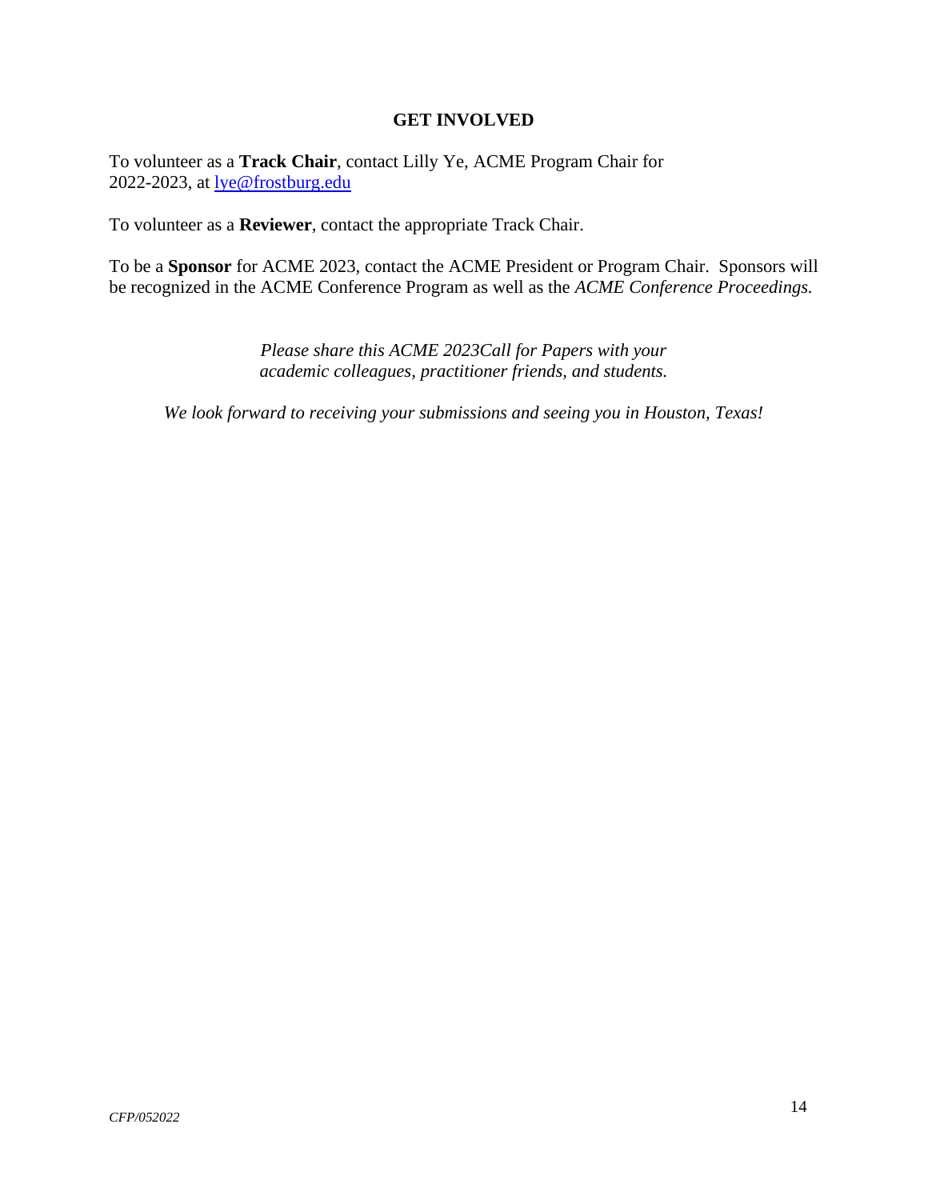## GET INVOLVED

To volunteer as a **Track Chair**, contact Lilly Ye, ACME Program Chair for 2022-2023, at [lye@frostburg.edu](mailto:lye@frostburg.edu)

To volunteer as a **Reviewer**, contact the appropriate Track Chair.

To be a **Sponsor** for ACME 2023, contact the ACME President or Program Chair. Sponsors will be recognized in the ACME Conference Program as well as the *ACME Conference Proceedings.*

*Please share this ACME 2023Call for Papers with your academic colleagues, practitioner friends, and students.*

*We look forward to receiving your submissions and seeing you in Houston, Texas!*

*CFP/052022*